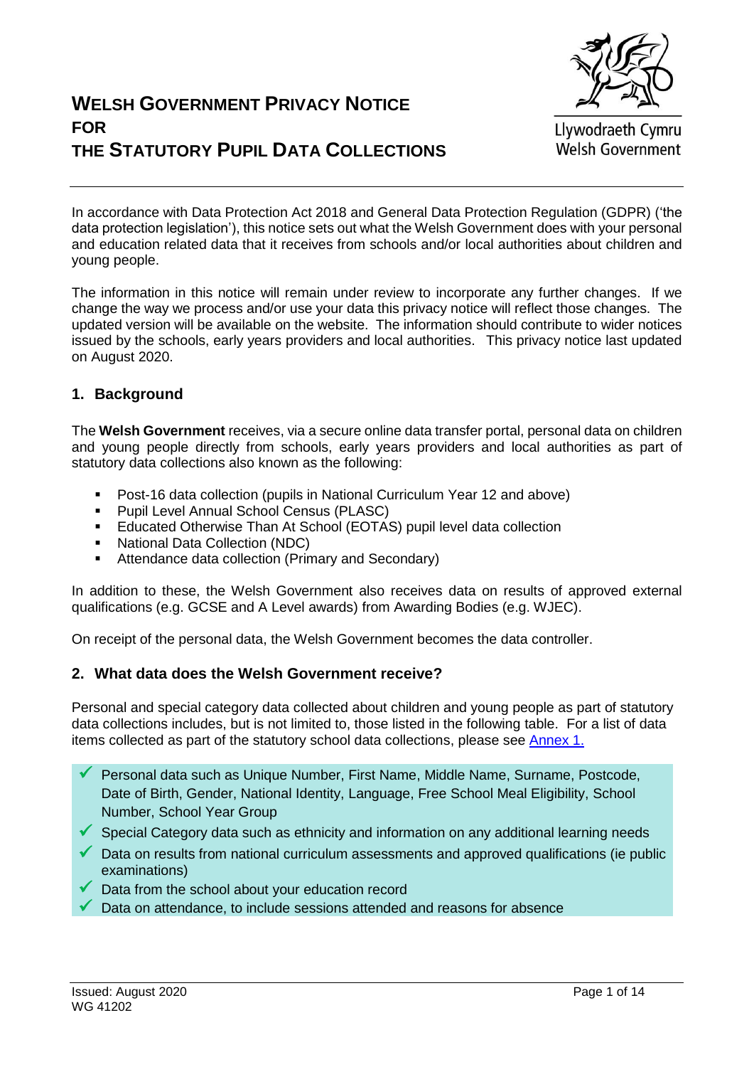# WELSH GOVERNMENT PRIVACY NOTICE FOR THE STATUTORY PUPIL DATA COLLECTIONS

Llywodraeth Cymru
Welsh Government

In accordance with Data Protection Act 2018 and General Data Protection Regulation (GDPR) ('the data protection legislation'), this notice sets out what the Welsh Government does with your personal and education related data that it receives from schools and/or local authorities about children and young people.

The information in this notice will remain under review to incorporate any further changes. If we change the way we process and/or use your data this privacy notice will reflect those changes. The updated version will be available on the website. The information should contribute to wider notices issued by the schools, early years providers and local authorities. This privacy notice last updated on August 2020.

## 1. Background

The **Welsh Government** receives, via a secure online data transfer portal, personal data on children and young people directly from schools, early years providers and local authorities as part of statutory data collections also known as the following:

- Post-16 data collection (pupils in National Curriculum Year 12 and above)
- Pupil Level Annual School Census (PLASC)
- Educated Otherwise Than At School (EOTAS) pupil level data collection
- National Data Collection (NDC)
- Attendance data collection (Primary and Secondary)

In addition to these, the Welsh Government also receives data on results of approved external qualifications (e.g. GCSE and A Level awards) from Awarding Bodies (e.g. WJEC).

On receipt of the personal data, the Welsh Government becomes the data controller.

## 2. What data does the Welsh Government receive?

Personal and special category data collected about children and young people as part of statutory data collections includes, but is not limited to, those listed in the following table. For a list of data items collected as part of the statutory school data collections, please see Annex 1.

- ✓ Personal data such as Unique Number, First Name, Middle Name, Surname, Postcode, Date of Birth, Gender, National Identity, Language, Free School Meal Eligibility, School Number, School Year Group
- ✓ Special Category data such as ethnicity and information on any additional learning needs
- ✓ Data on results from national curriculum assessments and approved qualifications (ie public examinations)
- ✓ Data from the school about your education record
- ✓ Data on attendance, to include sessions attended and reasons for absence

Issued: August 2020
WG 41202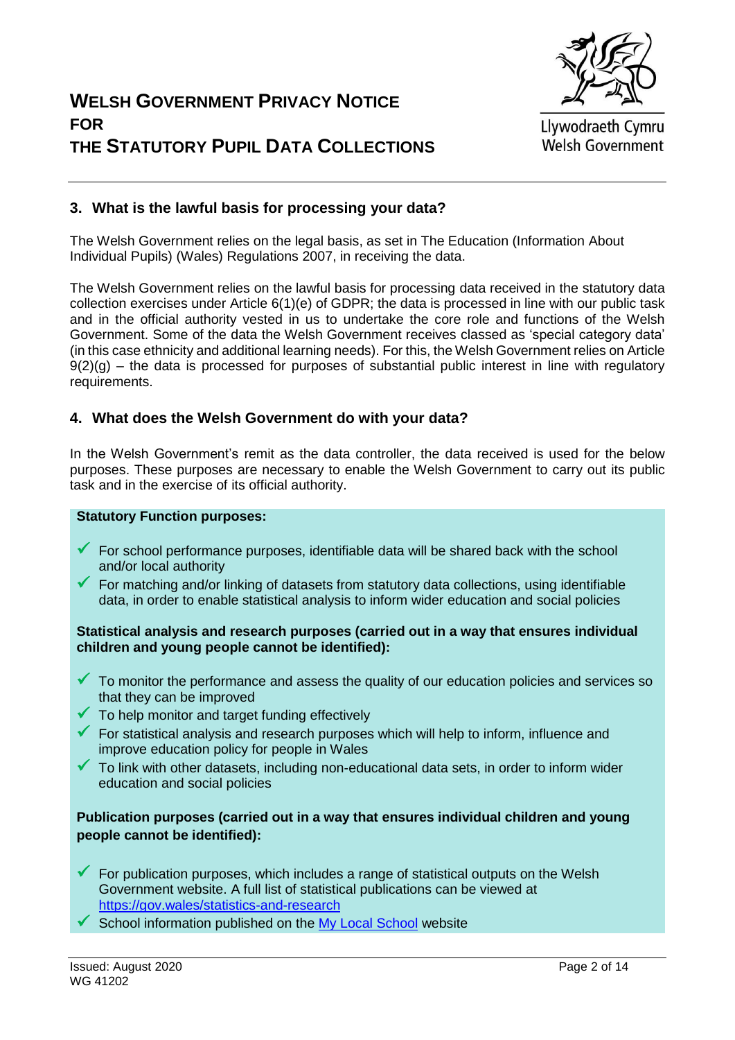## 3. What is the lawful basis for processing your data?

The Welsh Government relies on the legal basis, as set in The Education (Information About Individual Pupils) (Wales) Regulations 2007, in receiving the data.

The Welsh Government relies on the lawful basis for processing data received in the statutory data collection exercises under Article 6(1)(e) of GDPR; the data is processed in line with our public task and in the official authority vested in us to undertake the core role and functions of the Welsh Government. Some of the data the Welsh Government receives classed as 'special category data' (in this case ethnicity and additional learning needs). For this, the Welsh Government relies on Article 9(2)(g) – the data is processed for purposes of substantial public interest in line with regulatory requirements.

## 4. What does the Welsh Government do with your data?

In the Welsh Government's remit as the data controller, the data received is used for the below purposes. These purposes are necessary to enable the Welsh Government to carry out its public task and in the exercise of its official authority.

**Statutory Function purposes:**

- ✓ For school performance purposes, identifiable data will be shared back with the school and/or local authority
- ✓ For matching and/or linking of datasets from statutory data collections, using identifiable data, in order to enable statistical analysis to inform wider education and social policies

**Statistical analysis and research purposes (carried out in a way that ensures individual children and young people cannot be identified):**

- ✓ To monitor the performance and assess the quality of our education policies and services so that they can be improved
- ✓ To help monitor and target funding effectively
- ✓ For statistical analysis and research purposes which will help to inform, influence and improve education policy for people in Wales
- ✓ To link with other datasets, including non-educational data sets, in order to inform wider education and social policies

**Publication purposes (carried out in a way that ensures individual children and young people cannot be identified):**

- ✓ For publication purposes, which includes a range of statistical outputs on the Welsh Government website. A full list of statistical publications can be viewed at https://gov.wales/statistics-and-research
- ✓ School information published on the My Local School website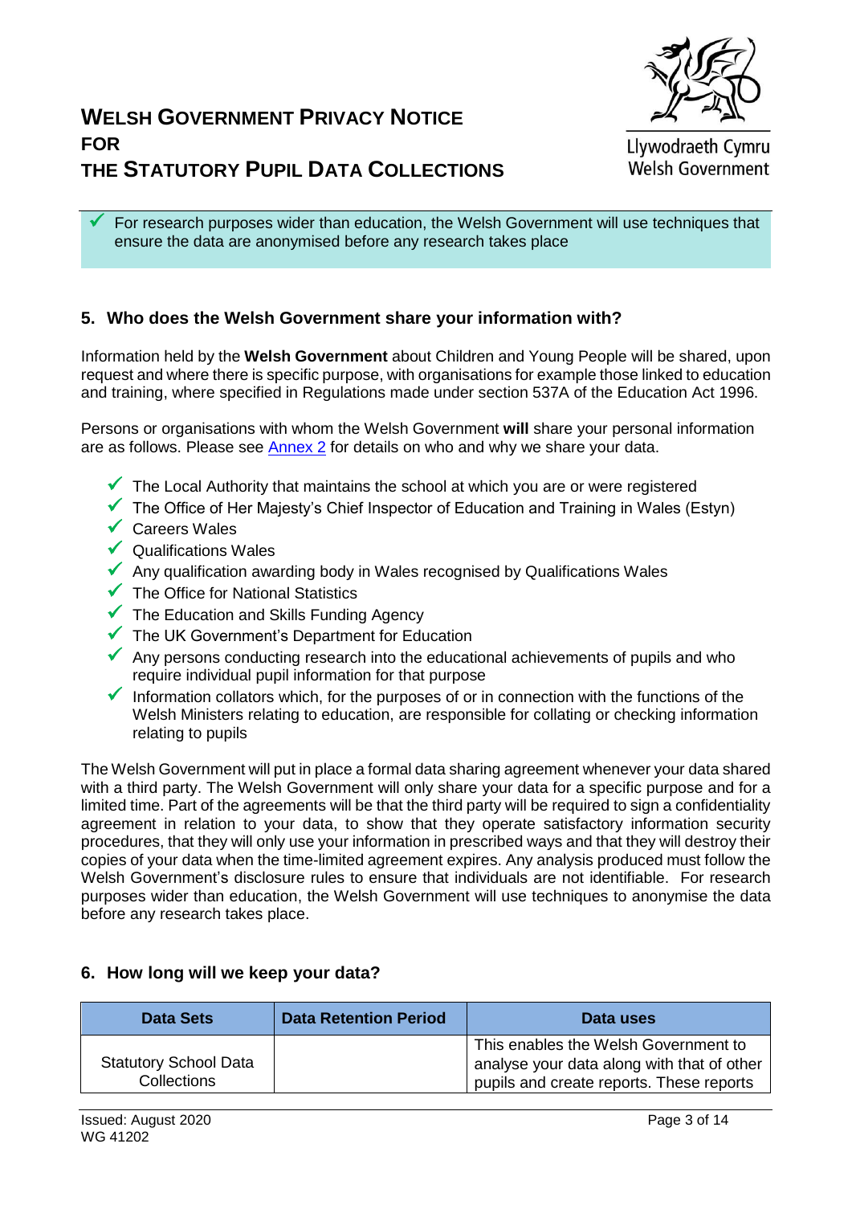# WELSH GOVERNMENT PRIVACY NOTICE FOR THE STATUTORY PUPIL DATA COLLECTIONS

Llywodraeth Cymru
Welsh Government

- ✓ For research purposes wider than education, the Welsh Government will use techniques that ensure the data are anonymised before any research takes place

## 5. Who does the Welsh Government share your information with?

Information held by the **Welsh Government** about Children and Young People will be shared, upon request and where there is specific purpose, with organisations for example those linked to education and training, where specified in Regulations made under section 537A of the Education Act 1996.

Persons or organisations with whom the Welsh Government **will** share your personal information are as follows. Please see [Annex 2] for details on who and why we share your data.

- ✓ The Local Authority that maintains the school at which you are or were registered
- ✓ The Office of Her Majesty's Chief Inspector of Education and Training in Wales (Estyn)
- ✓ Careers Wales
- ✓ Qualifications Wales
- ✓ Any qualification awarding body in Wales recognised by Qualifications Wales
- ✓ The Office for National Statistics
- ✓ The Education and Skills Funding Agency
- ✓ The UK Government's Department for Education
- ✓ Any persons conducting research into the educational achievements of pupils and who require individual pupil information for that purpose
- ✓ Information collators which, for the purposes of or in connection with the functions of the Welsh Ministers relating to education, are responsible for collating or checking information relating to pupils

The Welsh Government will put in place a formal data sharing agreement whenever your data shared with a third party. The Welsh Government will only share your data for a specific purpose and for a limited time. Part of the agreements will be that the third party will be required to sign a confidentiality agreement in relation to your data, to show that they operate satisfactory information security procedures, that they will only use your information in prescribed ways and that they will destroy their copies of your data when the time-limited agreement expires. Any analysis produced must follow the Welsh Government's disclosure rules to ensure that individuals are not identifiable. For research purposes wider than education, the Welsh Government will use techniques to anonymise the data before any research takes place.

## 6. How long will we keep your data?

| Data Sets | Data Retention Period | Data uses |
|---|---|---|
| Statutory School Data Collections | | This enables the Welsh Government to analyse your data along with that of other pupils and create reports. These reports |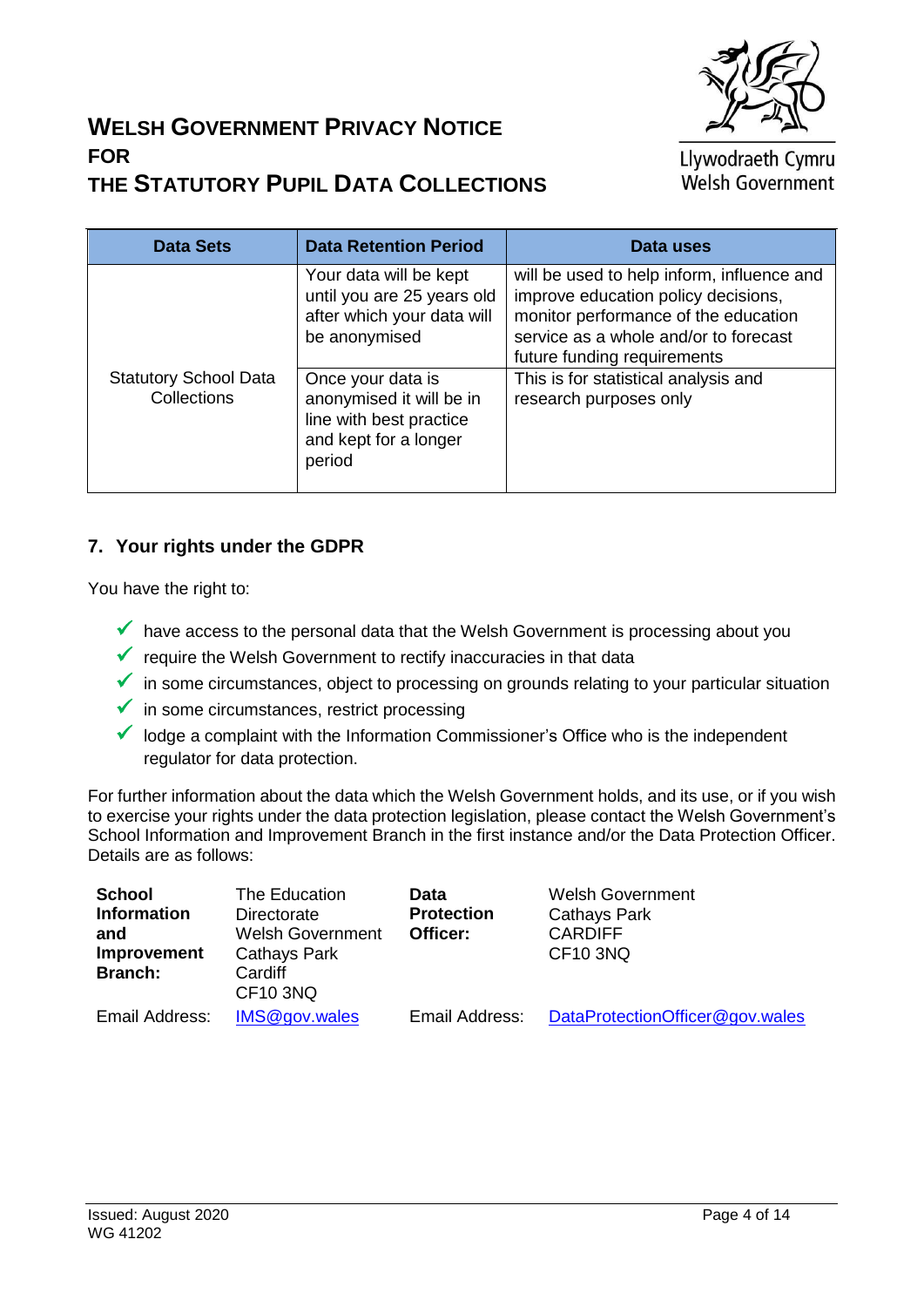# WELSH GOVERNMENT PRIVACY NOTICE FOR THE STATUTORY PUPIL DATA COLLECTIONS

Llywodraeth Cymru
Welsh Government

| Data Sets | Data Retention Period | Data uses |
|---|---|---|
| Statutory School Data Collections | Your data will be kept until you are 25 years old after which your data will be anonymised | will be used to help inform, influence and improve education policy decisions, monitor performance of the education service as a whole and/or to forecast future funding requirements |
| | Once your data is anonymised it will be in line with best practice and kept for a longer period | This is for statistical analysis and research purposes only |

## 7. Your rights under the GDPR

You have the right to:

- have access to the personal data that the Welsh Government is processing about you
- require the Welsh Government to rectify inaccuracies in that data
- in some circumstances, object to processing on grounds relating to your particular situation
- in some circumstances, restrict processing
- lodge a complaint with the Information Commissioner's Office who is the independent regulator for data protection.

For further information about the data which the Welsh Government holds, and its use, or if you wish to exercise your rights under the data protection legislation, please contact the Welsh Government's School Information and Improvement Branch in the first instance and/or the Data Protection Officer. Details are as follows:

| | | | |
|---|---|---|---|
| **School Information and Improvement Branch:** | The Education Directorate<br>Welsh Government<br>Cathays Park<br>Cardiff<br>CF10 3NQ | **Data Protection Officer:** | Welsh Government<br>Cathays Park<br>CARDIFF<br>CF10 3NQ |
| Email Address: | IMS@gov.wales | Email Address: | DataProtectionOfficer@gov.wales |

Issued: August 2020
WG 41202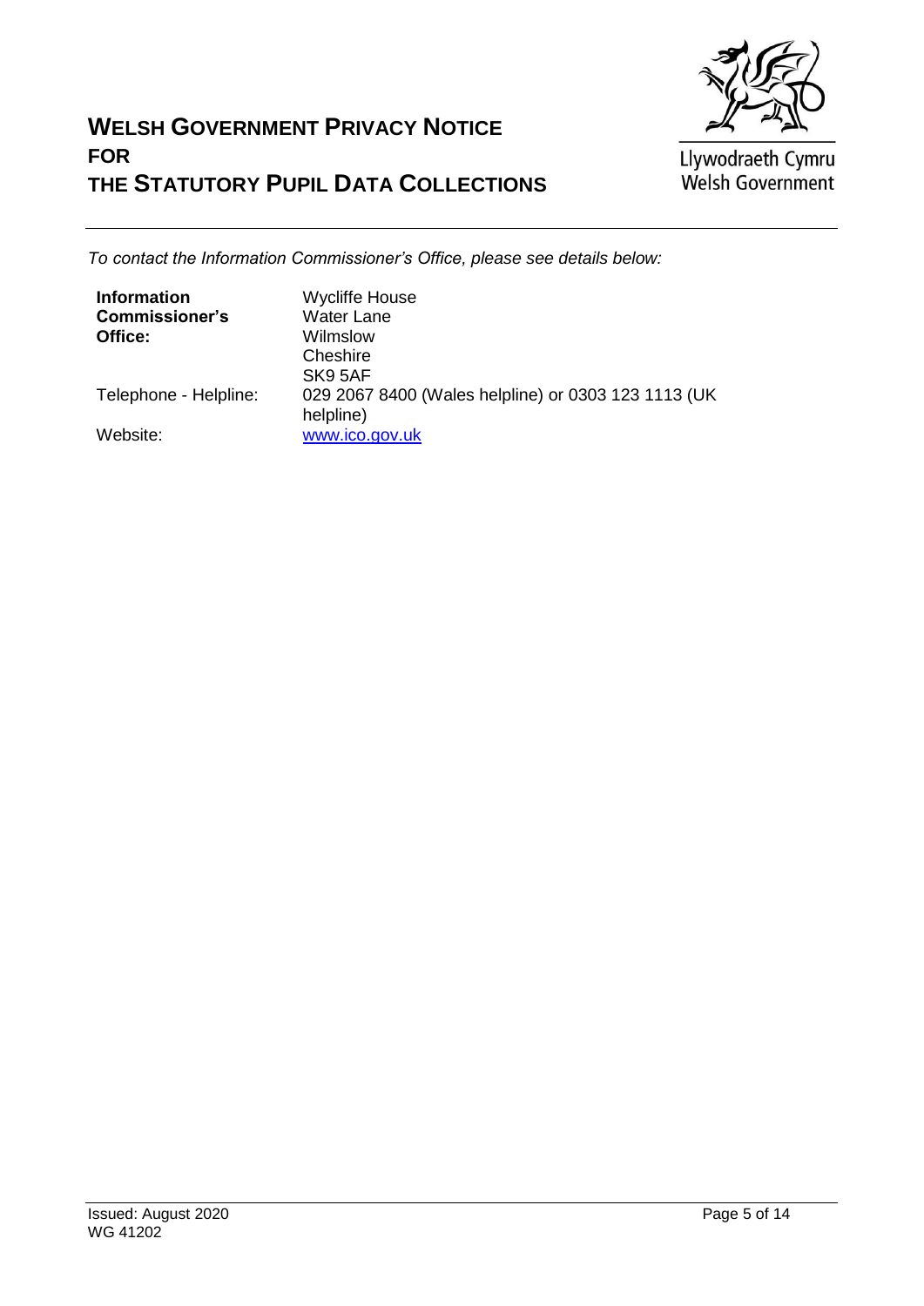*To contact the Information Commissioner's Office, please see details below:*

| | |
|---|---|
| **Information Commissioner's Office:** | Wycliffe House<br>Water Lane<br>Wilmslow<br>Cheshire<br>SK9 5AF |
| Telephone - Helpline: | 029 2067 8400 (Wales helpline) or 0303 123 1113 (UK helpline) |
| Website: | [www.ico.gov.uk](http://www.ico.gov.uk) |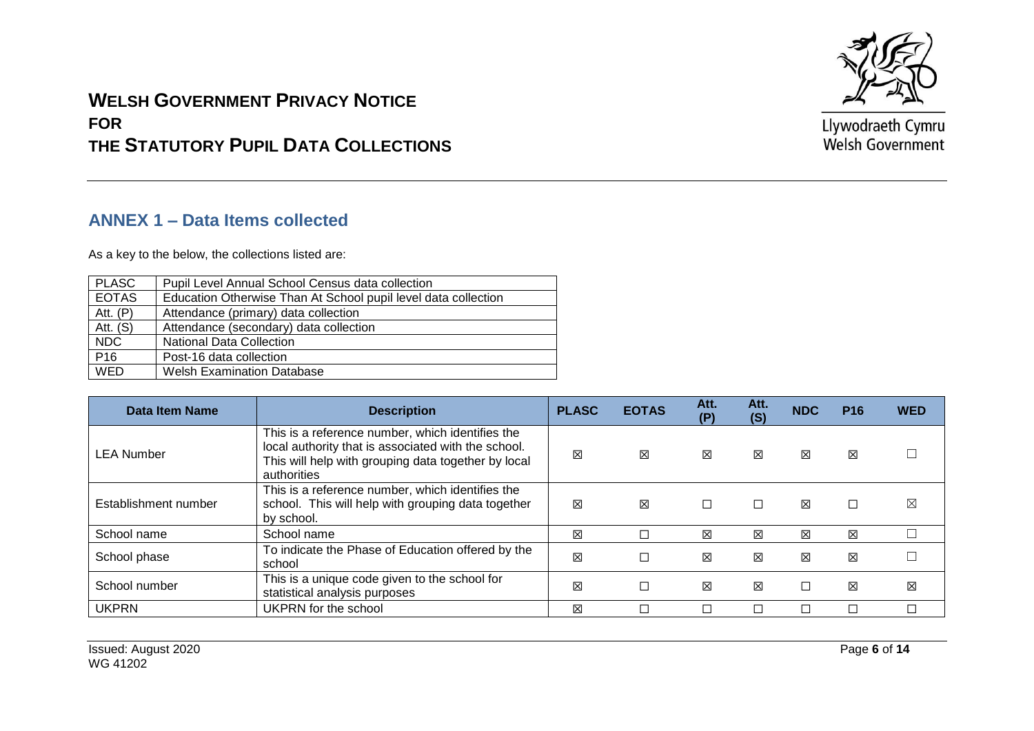## ANNEX 1 – Data Items collected

As a key to the below, the collections listed are:

| | |
|---|---|
| PLASC | Pupil Level Annual School Census data collection |
| EOTAS | Education Otherwise Than At School pupil level data collection |
| Att. (P) | Attendance (primary) data collection |
| Att. (S) | Attendance (secondary) data collection |
| NDC | National Data Collection |
| P16 | Post-16 data collection |
| WED | Welsh Examination Database |

| Data Item Name | Description | PLASC | EOTAS | Att. (P) | Att. (S) | NDC | P16 | WED |
|---|---|---|---|---|---|---|---|---|
| LEA Number | This is a reference number, which identifies the local authority that is associated with the school. This will help with grouping data together by local authorities | ☒ | ☒ | ☒ | ☒ | ☒ | ☒ | ☐ |
| Establishment number | This is a reference number, which identifies the school. This will help with grouping data together by school. | ☒ | ☒ | ☐ | ☐ | ☒ | ☐ | ☒ |
| School name | School name | ☒ | ☐ | ☒ | ☒ | ☒ | ☒ | ☐ |
| School phase | To indicate the Phase of Education offered by the school | ☒ | ☐ | ☒ | ☒ | ☒ | ☒ | ☐ |
| School number | This is a unique code given to the school for statistical analysis purposes | ☒ | ☐ | ☒ | ☒ | ☐ | ☒ | ☒ |
| UKPRN | UKPRN for the school | ☒ | ☐ | ☐ | ☐ | ☐ | ☐ | ☐ |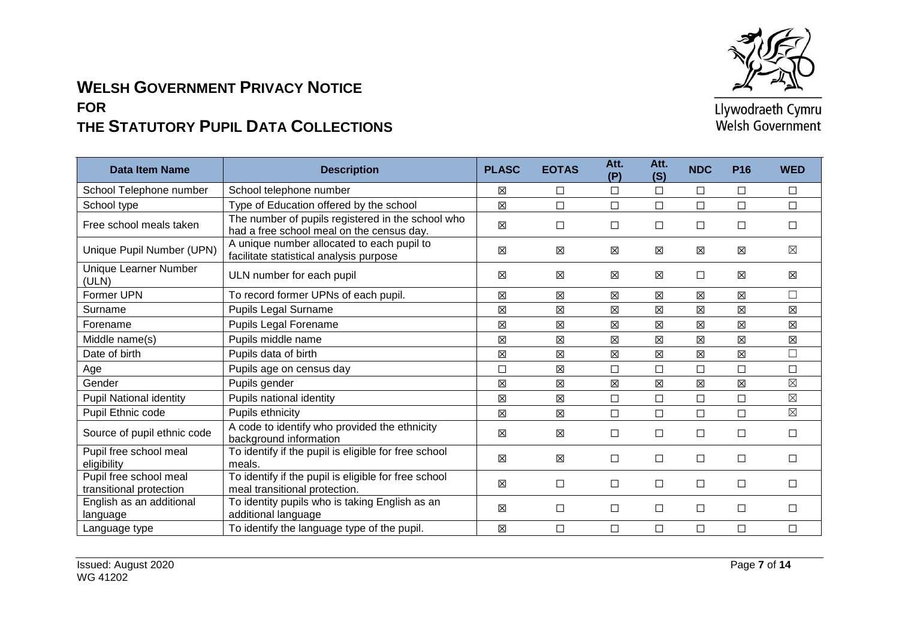# WELSH GOVERNMENT PRIVACY NOTICE FOR THE STATUTORY PUPIL DATA COLLECTIONS

| Data Item Name | Description | PLASC | EOTAS | Att. (P) | Att. (S) | NDC | P16 | WED |
|---|---|---|---|---|---|---|---|---|
| School Telephone number | School telephone number | ☒ | ☐ | ☐ | ☐ | ☐ | ☐ | ☐ |
| School type | Type of Education offered by the school | ☒ | ☐ | ☐ | ☐ | ☐ | ☐ | ☐ |
| Free school meals taken | The number of pupils registered in the school who had a free school meal on the census day. | ☒ | ☐ | ☐ | ☐ | ☐ | ☐ | ☐ |
| Unique Pupil Number (UPN) | A unique number allocated to each pupil to facilitate statistical analysis purpose | ☒ | ☒ | ☒ | ☒ | ☒ | ☒ | ☒ |
| Unique Learner Number (ULN) | ULN number for each pupil | ☒ | ☒ | ☒ | ☒ | ☐ | ☒ | ☒ |
| Former UPN | To record former UPNs of each pupil. | ☒ | ☒ | ☒ | ☒ | ☒ | ☒ | ☐ |
| Surname | Pupils Legal Surname | ☒ | ☒ | ☒ | ☒ | ☒ | ☒ | ☒ |
| Forename | Pupils Legal Forename | ☒ | ☒ | ☒ | ☒ | ☒ | ☒ | ☒ |
| Middle name(s) | Pupils middle name | ☒ | ☒ | ☒ | ☒ | ☒ | ☒ | ☒ |
| Date of birth | Pupils data of birth | ☒ | ☒ | ☒ | ☒ | ☒ | ☒ | ☐ |
| Age | Pupils age on census day | ☐ | ☒ | ☐ | ☐ | ☐ | ☐ | ☐ |
| Gender | Pupils gender | ☒ | ☒ | ☒ | ☒ | ☒ | ☒ | ☒ |
| Pupil National identity | Pupils national identity | ☒ | ☒ | ☐ | ☐ | ☐ | ☐ | ☒ |
| Pupil Ethnic code | Pupils ethnicity | ☒ | ☒ | ☐ | ☐ | ☐ | ☐ | ☒ |
| Source of pupil ethnic code | A code to identify who provided the ethnicity background information | ☒ | ☒ | ☐ | ☐ | ☐ | ☐ | ☐ |
| Pupil free school meal eligibility | To identify if the pupil is eligible for free school meals. | ☒ | ☒ | ☐ | ☐ | ☐ | ☐ | ☐ |
| Pupil free school meal transitional protection | To identify if the pupil is eligible for free school meal transitional protection. | ☒ | ☐ | ☐ | ☐ | ☐ | ☐ | ☐ |
| English as an additional language | To identity pupils who is taking English as an additional language | ☒ | ☐ | ☐ | ☐ | ☐ | ☐ | ☐ |
| Language type | To identify the language type of the pupil. | ☒ | ☐ | ☐ | ☐ | ☐ | ☐ | ☐ |

Issued: August 2020
WG 41202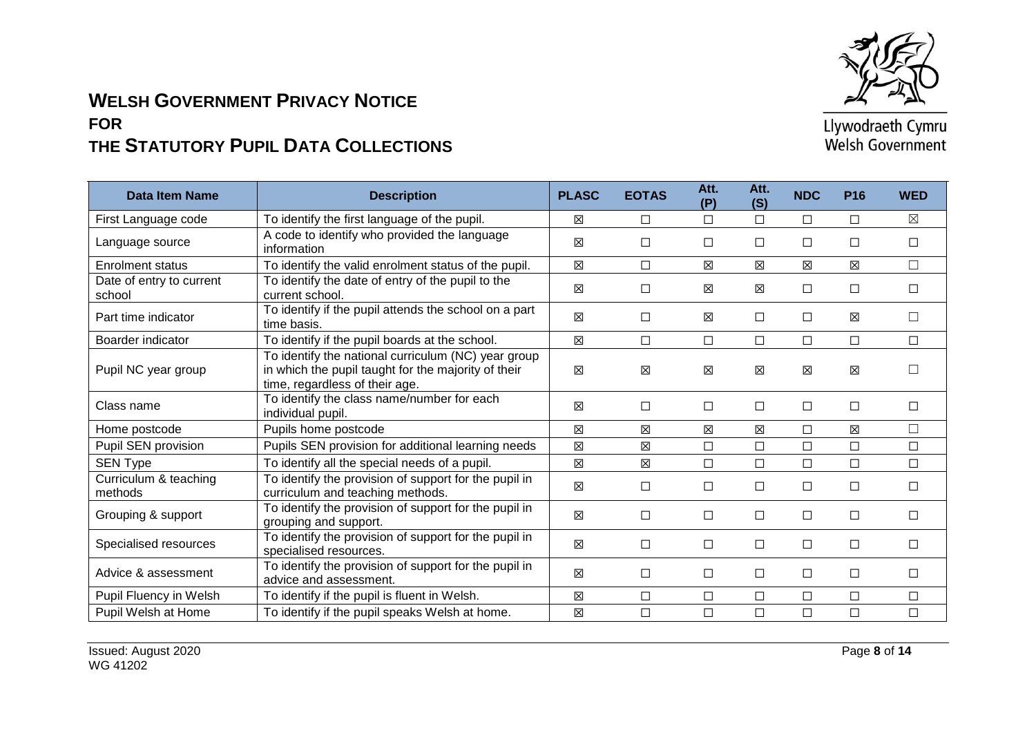# WELSH GOVERNMENT PRIVACY NOTICE FOR THE STATUTORY PUPIL DATA COLLECTIONS

| Data Item Name | Description | PLASC | EOTAS | Att. (P) | Att. (S) | NDC | P16 | WED |
|---|---|---|---|---|---|---|---|---|
| First Language code | To identify the first language of the pupil. | ☒ | ☐ | ☐ | ☐ | ☐ | ☐ | ☒ |
| Language source | A code to identify who provided the language information | ☒ | ☐ | ☐ | ☐ | ☐ | ☐ | ☐ |
| Enrolment status | To identify the valid enrolment status of the pupil. | ☒ | ☐ | ☒ | ☒ | ☒ | ☒ | ☐ |
| Date of entry to current school | To identify the date of entry of the pupil to the current school. | ☒ | ☐ | ☒ | ☒ | ☐ | ☐ | ☐ |
| Part time indicator | To identify if the pupil attends the school on a part time basis. | ☒ | ☐ | ☒ | ☐ | ☐ | ☒ | ☐ |
| Boarder indicator | To identify if the pupil boards at the school. | ☒ | ☐ | ☐ | ☐ | ☐ | ☐ | ☐ |
| Pupil NC year group | To identify the national curriculum (NC) year group in which the pupil taught for the majority of their time, regardless of their age. | ☒ | ☒ | ☒ | ☒ | ☒ | ☒ | ☐ |
| Class name | To identify the class name/number for each individual pupil. | ☒ | ☐ | ☐ | ☐ | ☐ | ☐ | ☐ |
| Home postcode | Pupils home postcode | ☒ | ☒ | ☒ | ☒ | ☐ | ☒ | ☐ |
| Pupil SEN provision | Pupils SEN provision for additional learning needs | ☒ | ☒ | ☐ | ☐ | ☐ | ☐ | ☐ |
| SEN Type | To identify all the special needs of a pupil. | ☒ | ☒ | ☐ | ☐ | ☐ | ☐ | ☐ |
| Curriculum & teaching methods | To identify the provision of support for the pupil in curriculum and teaching methods. | ☒ | ☐ | ☐ | ☐ | ☐ | ☐ | ☐ |
| Grouping & support | To identify the provision of support for the pupil in grouping and support. | ☒ | ☐ | ☐ | ☐ | ☐ | ☐ | ☐ |
| Specialised resources | To identify the provision of support for the pupil in specialised resources. | ☒ | ☐ | ☐ | ☐ | ☐ | ☐ | ☐ |
| Advice & assessment | To identify the provision of support for the pupil in advice and assessment. | ☒ | ☐ | ☐ | ☐ | ☐ | ☐ | ☐ |
| Pupil Fluency in Welsh | To identify if the pupil is fluent in Welsh. | ☒ | ☐ | ☐ | ☐ | ☐ | ☐ | ☐ |
| Pupil Welsh at Home | To identify if the pupil speaks Welsh at home. | ☒ | ☐ | ☐ | ☐ | ☐ | ☐ | ☐ |

Issued: August 2020
WG 41202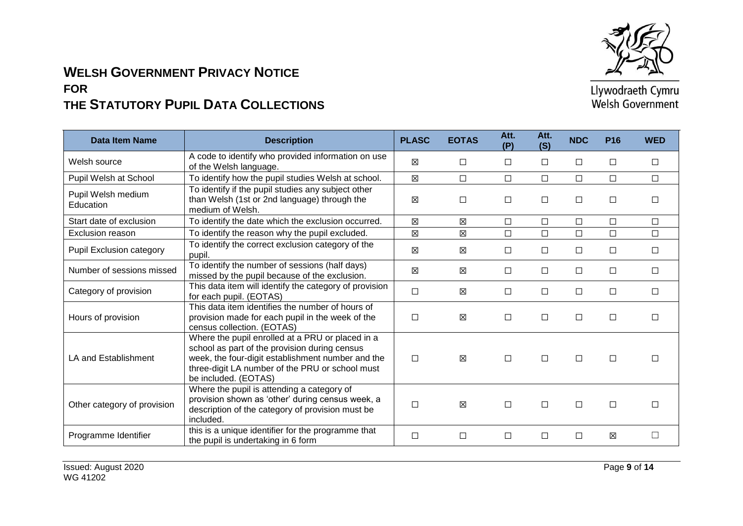# WELSH GOVERNMENT PRIVACY NOTICE FOR THE STATUTORY PUPIL DATA COLLECTIONS

| Data Item Name | Description | PLASC | EOTAS | Att. (P) | Att. (S) | NDC | P16 | WED |
|---|---|---|---|---|---|---|---|---|
| Welsh source | A code to identify who provided information on use of the Welsh language. | ☒ | ☐ | ☐ | ☐ | ☐ | ☐ | ☐ |
| Pupil Welsh at School | To identify how the pupil studies Welsh at school. | ☒ | ☐ | ☐ | ☐ | ☐ | ☐ | ☐ |
| Pupil Welsh medium Education | To identify if the pupil studies any subject other than Welsh (1st or 2nd language) through the medium of Welsh. | ☒ | ☐ | ☐ | ☐ | ☐ | ☐ | ☐ |
| Start date of exclusion | To identify the date which the exclusion occurred. | ☒ | ☒ | ☐ | ☐ | ☐ | ☐ | ☐ |
| Exclusion reason | To identify the reason why the pupil excluded. | ☒ | ☒ | ☐ | ☐ | ☐ | ☐ | ☐ |
| Pupil Exclusion category | To identify the correct exclusion category of the pupil. | ☒ | ☒ | ☐ | ☐ | ☐ | ☐ | ☐ |
| Number of sessions missed | To identify the number of sessions (half days) missed by the pupil because of the exclusion. | ☒ | ☒ | ☐ | ☐ | ☐ | ☐ | ☐ |
| Category of provision | This data item will identify the category of provision for each pupil. (EOTAS) | ☐ | ☒ | ☐ | ☐ | ☐ | ☐ | ☐ |
| Hours of provision | This data item identifies the number of hours of provision made for each pupil in the week of the census collection. (EOTAS) | ☐ | ☒ | ☐ | ☐ | ☐ | ☐ | ☐ |
| LA and Establishment | Where the pupil enrolled at a PRU or placed in a school as part of the provision during census week, the four-digit establishment number and the three-digit LA number of the PRU or school must be included. (EOTAS) | ☐ | ☒ | ☐ | ☐ | ☐ | ☐ | ☐ |
| Other category of provision | Where the pupil is attending a category of provision shown as 'other' during census week, a description of the category of provision must be included. | ☐ | ☒ | ☐ | ☐ | ☐ | ☐ | ☐ |
| Programme Identifier | this is a unique identifier for the programme that the pupil is undertaking in 6 form | ☐ | ☐ | ☐ | ☐ | ☐ | ☒ | ☐ |

Issued: August 2020
WG 41202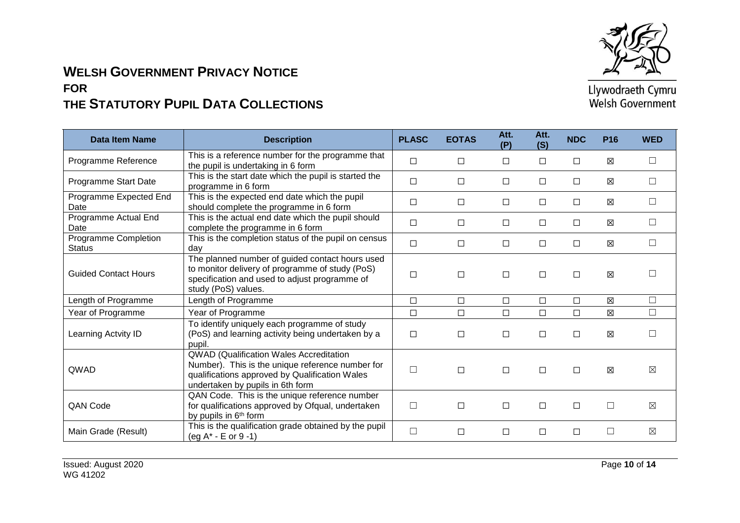# WELSH GOVERNMENT PRIVACY NOTICE FOR THE STATUTORY PUPIL DATA COLLECTIONS

Llywodraeth Cymru
Welsh Government

| Data Item Name | Description | PLASC | EOTAS | Att. (P) | Att. (S) | NDC | P16 | WED |
|---|---|---|---|---|---|---|---|---|
| Programme Reference | This is a reference number for the programme that the pupil is undertaking in 6 form | ☐ | ☐ | ☐ | ☐ | ☐ | ☒ | ☐ |
| Programme Start Date | This is the start date which the pupil is started the programme in 6 form | ☐ | ☐ | ☐ | ☐ | ☐ | ☒ | ☐ |
| Programme Expected End Date | This is the expected end date which the pupil should complete the programme in 6 form | ☐ | ☐ | ☐ | ☐ | ☐ | ☒ | ☐ |
| Programme Actual End Date | This is the actual end date which the pupil should complete the programme in 6 form | ☐ | ☐ | ☐ | ☐ | ☐ | ☒ | ☐ |
| Programme Completion Status | This is the completion status of the pupil on census day | ☐ | ☐ | ☐ | ☐ | ☐ | ☒ | ☐ |
| Guided Contact Hours | The planned number of guided contact hours used to monitor delivery of programme of study (PoS) specification and used to adjust programme of study (PoS) values. | ☐ | ☐ | ☐ | ☐ | ☐ | ☒ | ☐ |
| Length of Programme | Length of Programme | ☐ | ☐ | ☐ | ☐ | ☐ | ☒ | ☐ |
| Year of Programme | Year of Programme | ☐ | ☐ | ☐ | ☐ | ☐ | ☒ | ☐ |
| Learning Actvity ID | To identify uniquely each programme of study (PoS) and learning activity being undertaken by a pupil. | ☐ | ☐ | ☐ | ☐ | ☐ | ☒ | ☐ |
| QWAD | QWAD (Qualification Wales Accreditation Number). This is the unique reference number for qualifications approved by Qualification Wales undertaken by pupils in 6th form | ☐ | ☐ | ☐ | ☐ | ☐ | ☒ | ☒ |
| QAN Code | QAN Code. This is the unique reference number for qualifications approved by Ofqual, undertaken by pupils in 6th form | ☐ | ☐ | ☐ | ☐ | ☐ | ☐ | ☒ |
| Main Grade (Result) | This is the qualification grade obtained by the pupil (eg A* - E or 9 -1) | ☐ | ☐ | ☐ | ☐ | ☐ | ☐ | ☒ |

Issued: August 2020
WG 41202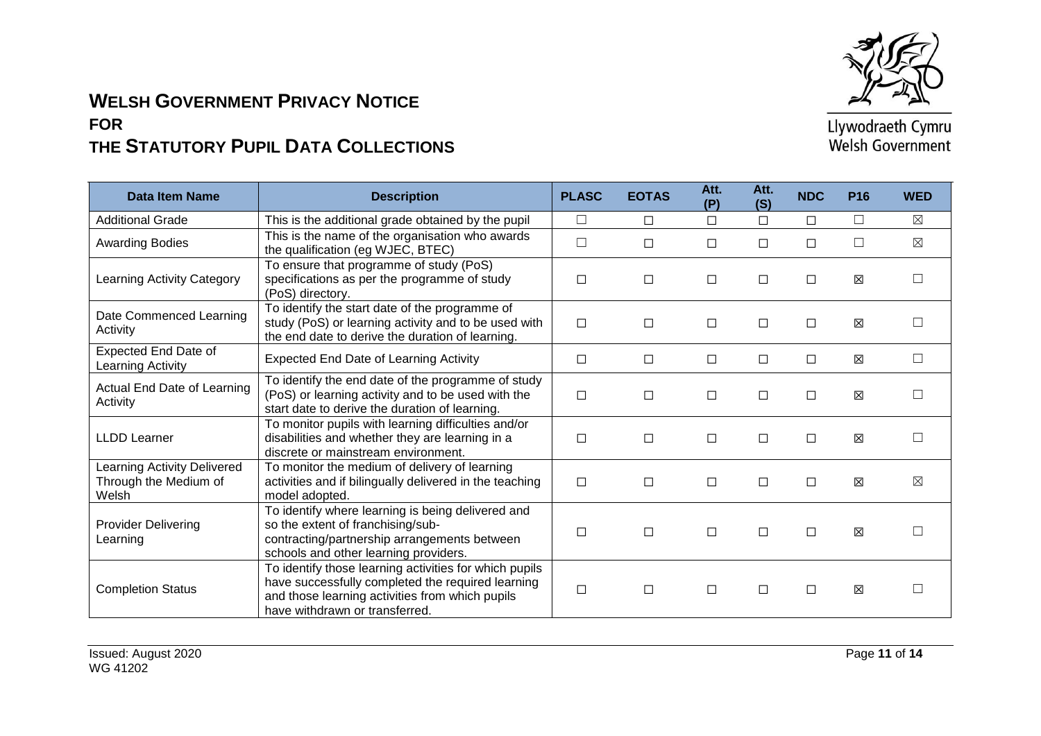# WELSH GOVERNMENT PRIVACY NOTICE FOR THE STATUTORY PUPIL DATA COLLECTIONS

Llywodraeth Cymru
Welsh Government

| Data Item Name | Description | PLASC | EOTAS | Att. (P) | Att. (S) | NDC | P16 | WED |
|---|---|---|---|---|---|---|---|---|
| Additional Grade | This is the additional grade obtained by the pupil | ☐ | ☐ | ☐ | ☐ | ☐ | ☐ | ☒ |
| Awarding Bodies | This is the name of the organisation who awards the qualification (eg WJEC, BTEC) | ☐ | ☐ | ☐ | ☐ | ☐ | ☐ | ☒ |
| Learning Activity Category | To ensure that programme of study (PoS) specifications as per the programme of study (PoS) directory. | ☐ | ☐ | ☐ | ☐ | ☐ | ☒ | ☐ |
| Date Commenced Learning Activity | To identify the start date of the programme of study (PoS) or learning activity and to be used with the end date to derive the duration of learning. | ☐ | ☐ | ☐ | ☐ | ☐ | ☒ | ☐ |
| Expected End Date of Learning Activity | Expected End Date of Learning Activity | ☐ | ☐ | ☐ | ☐ | ☐ | ☒ | ☐ |
| Actual End Date of Learning Activity | To identify the end date of the programme of study (PoS) or learning activity and to be used with the start date to derive the duration of learning. | ☐ | ☐ | ☐ | ☐ | ☐ | ☒ | ☐ |
| LLDD Learner | To monitor pupils with learning difficulties and/or disabilities and whether they are learning in a discrete or mainstream environment. | ☐ | ☐ | ☐ | ☐ | ☐ | ☒ | ☐ |
| Learning Activity Delivered Through the Medium of Welsh | To monitor the medium of delivery of learning activities and if bilingually delivered in the teaching model adopted. | ☐ | ☐ | ☐ | ☐ | ☐ | ☒ | ☒ |
| Provider Delivering Learning | To identify where learning is being delivered and so the extent of franchising/sub-contracting/partnership arrangements between schools and other learning providers. | ☐ | ☐ | ☐ | ☐ | ☐ | ☒ | ☐ |
| Completion Status | To identify those learning activities for which pupils have successfully completed the required learning and those learning activities from which pupils have withdrawn or transferred. | ☐ | ☐ | ☐ | ☐ | ☐ | ☒ | ☐ |

Issued: August 2020
WG 41202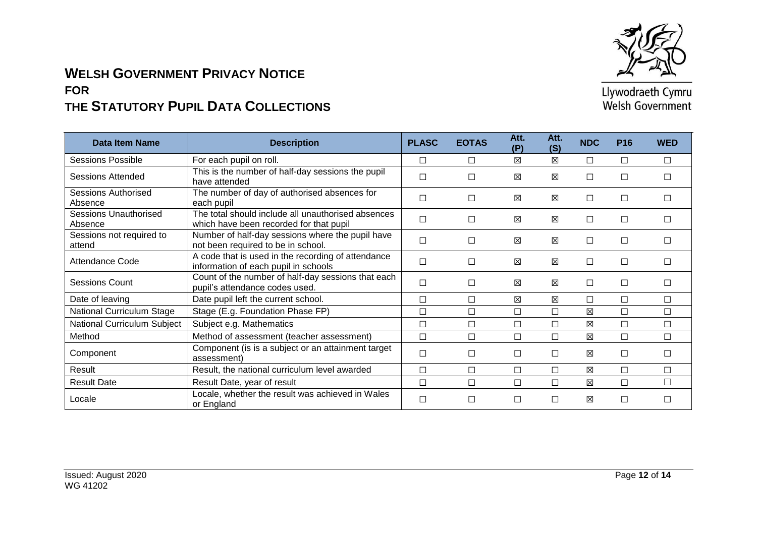# WELSH GOVERNMENT PRIVACY NOTICE FOR THE STATUTORY PUPIL DATA COLLECTIONS

| Data Item Name | Description | PLASC | EOTAS | Att. (P) | Att. (S) | NDC | P16 | WED |
|---|---|---|---|---|---|---|---|---|
| Sessions Possible | For each pupil on roll. | ☐ | ☐ | ☒ | ☒ | ☐ | ☐ | ☐ |
| Sessions Attended | This is the number of half-day sessions the pupil have attended | ☐ | ☐ | ☒ | ☒ | ☐ | ☐ | ☐ |
| Sessions Authorised Absence | The number of day of authorised absences for each pupil | ☐ | ☐ | ☒ | ☒ | ☐ | ☐ | ☐ |
| Sessions Unauthorised Absence | The total should include all unauthorised absences which have been recorded for that pupil | ☐ | ☐ | ☒ | ☒ | ☐ | ☐ | ☐ |
| Sessions not required to attend | Number of half-day sessions where the pupil have not been required to be in school. | ☐ | ☐ | ☒ | ☒ | ☐ | ☐ | ☐ |
| Attendance Code | A code that is used in the recording of attendance information of each pupil in schools | ☐ | ☐ | ☒ | ☒ | ☐ | ☐ | ☐ |
| Sessions Count | Count of the number of half-day sessions that each pupil's attendance codes used. | ☐ | ☐ | ☒ | ☒ | ☐ | ☐ | ☐ |
| Date of leaving | Date pupil left the current school. | ☐ | ☐ | ☒ | ☒ | ☐ | ☐ | ☐ |
| National Curriculum Stage | Stage (E.g. Foundation Phase FP) | ☐ | ☐ | ☐ | ☐ | ☒ | ☐ | ☐ |
| National Curriculum Subject | Subject e.g. Mathematics | ☐ | ☐ | ☐ | ☐ | ☒ | ☐ | ☐ |
| Method | Method of assessment (teacher assessment) | ☐ | ☐ | ☐ | ☐ | ☒ | ☐ | ☐ |
| Component | Component (is is a subject or an attainment target assessment) | ☐ | ☐ | ☐ | ☐ | ☒ | ☐ | ☐ |
| Result | Result, the national curriculum level awarded | ☐ | ☐ | ☐ | ☐ | ☒ | ☐ | ☐ |
| Result Date | Result Date, year of result | ☐ | ☐ | ☐ | ☐ | ☒ | ☐ | ☐ |
| Locale | Locale, whether the result was achieved in Wales or England | ☐ | ☐ | ☐ | ☐ | ☒ | ☐ | ☐ |

Issued: August 2020
WG 41202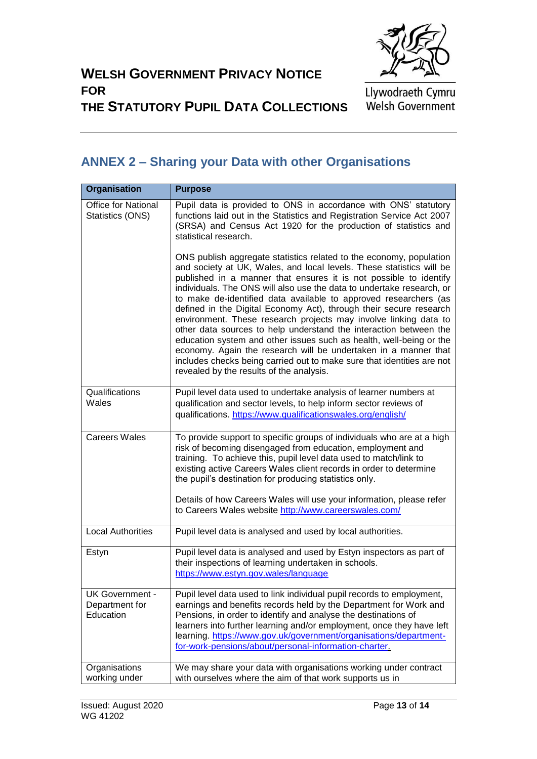## ANNEX 2 – Sharing your Data with other Organisations

| Organisation | Purpose |
|---|---|
| Office for National Statistics (ONS) | Pupil data is provided to ONS in accordance with ONS' statutory functions laid out in the Statistics and Registration Service Act 2007 (SRSA) and Census Act 1920 for the production of statistics and statistical research.<br><br>ONS publish aggregate statistics related to the economy, population and society at UK, Wales, and local levels. These statistics will be published in a manner that ensures it is not possible to identify individuals. The ONS will also use the data to undertake research, or to make de-identified data available to approved researchers (as defined in the Digital Economy Act), through their secure research environment. These research projects may involve linking data to other data sources to help understand the interaction between the education system and other issues such as health, well-being or the economy. Again the research will be undertaken in a manner that includes checks being carried out to make sure that identities are not revealed by the results of the analysis. |
| Qualifications Wales | Pupil level data used to undertake analysis of learner numbers at qualification and sector levels, to help inform sector reviews of qualifications. https://www.qualificationswales.org/english/ |
| Careers Wales | To provide support to specific groups of individuals who are at a high risk of becoming disengaged from education, employment and training. To achieve this, pupil level data used to match/link to existing active Careers Wales client records in order to determine the pupil's destination for producing statistics only.<br><br>Details of how Careers Wales will use your information, please refer to Careers Wales website http://www.careerswales.com/ |
| Local Authorities | Pupil level data is analysed and used by local authorities. |
| Estyn | Pupil level data is analysed and used by Estyn inspectors as part of their inspections of learning undertaken in schools. https://www.estyn.gov.wales/language |
| UK Government - Department for Education | Pupil level data used to link individual pupil records to employment, earnings and benefits records held by the Department for Work and Pensions, in order to identify and analyse the destinations of learners into further learning and/or employment, once they have left learning. https://www.gov.uk/government/organisations/department-for-work-pensions/about/personal-information-charter. |
| Organisations working under | We may share your data with organisations working under contract with ourselves where the aim of that work supports us in |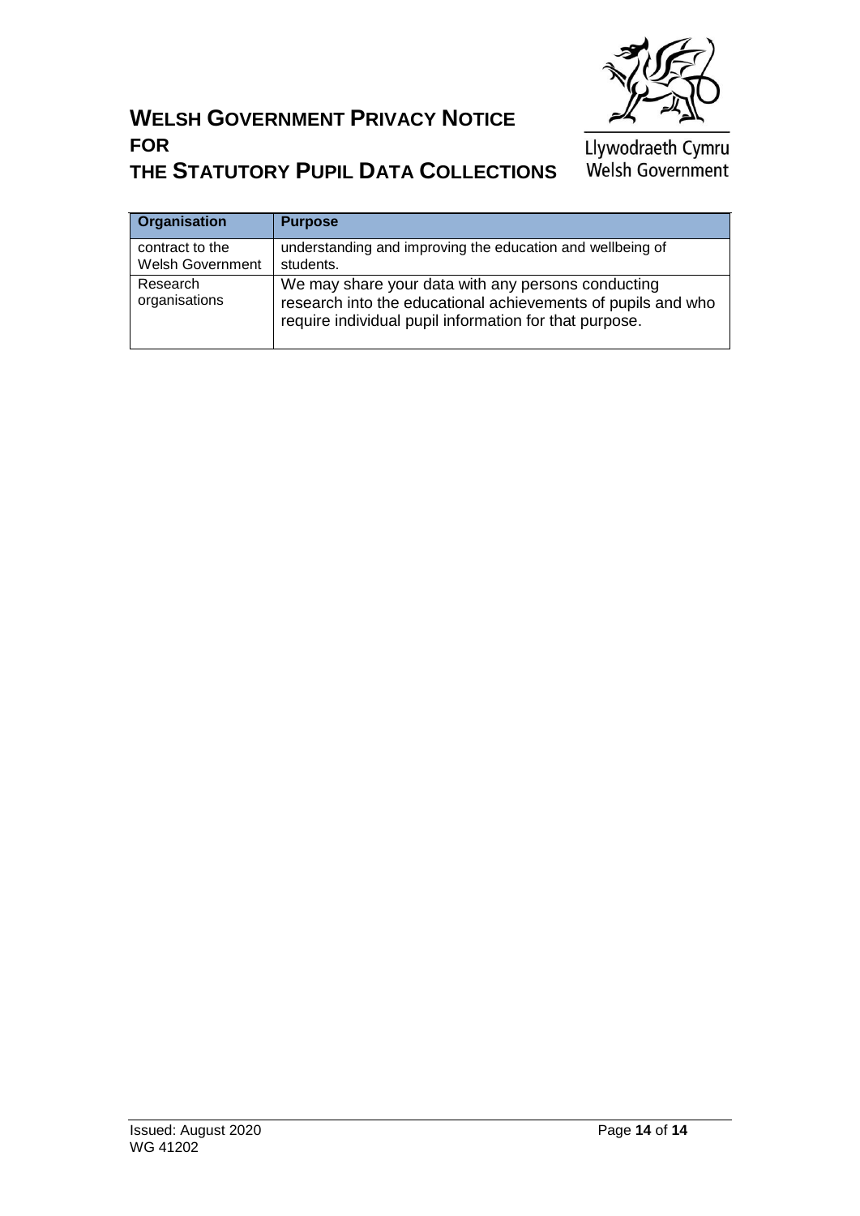| Organisation | Purpose |
|---|---|
| contract to the Welsh Government | understanding and improving the education and wellbeing of students. |
| Research organisations | We may share your data with any persons conducting research into the educational achievements of pupils and who require individual pupil information for that purpose. |